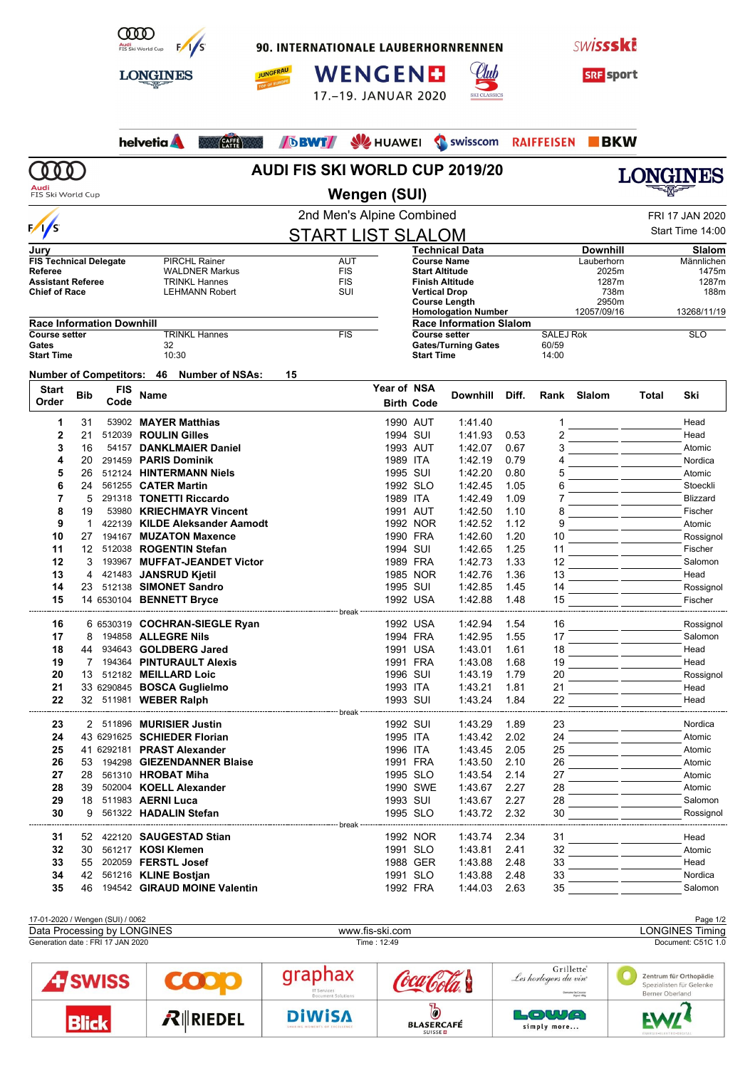90. INTERNATIONALE LAUBERHORNRENNEN

WENGEN

17.–19. JANUAR 2020

# AUDI FIS SKI WORLD CUP 2019/20

## Wengen (SUI)

### 2nd Men's Alpine Combined

FRI 17 JAN 2020

Start Time 14:00

## START LIST SLALOM

| Jury | | |
|---|---|---|
| FIS Technical Delegate | PIRCHL Rainer | AUT |
| Referee | WALDNER Markus | FIS |
| Assistant Referee | TRINKL Hannes | FIS |
| Chief of Race | LEHMANN Robert | SUI |

| Technical Data | Downhill | Slalom |
|---|---|---|
| Course Name | Lauberhorn | Männlichen |
| Start Altitude | 2025m | 1475m |
| Finish Altitude | 1287m | 1287m |
| Vertical Drop | 738m | 188m |
| Course Length | 2950m | |
| Homologation Number | 12057/09/16 | 13268/11/19 |

| Race Information Downhill | | |
|---|---|---|
| Course setter | TRINKL Hannes | FIS |
| Gates | 32 | |
| Start Time | 10:30 | |

| Race Information Slalom | | |
|---|---|---|
| Course setter | SALEJ Rok | SLO |
| Gates/Turning Gates | 60/59 | |
| Start Time | 14:00 | |

Number of Competitors: 46 Number of NSAs: 15

| Start Order | Bib | FIS Code | Name | Year of Birth | NSA Code | Downhill | Diff. | Rank | Slalom | Total | Ski |
|---|---|---|---|---|---|---|---|---|---|---|---|
| 1 | 31 | 53902 | **MAYER Matthias** | 1990 | AUT | 1:41.40 | | 1 | | | Head |
| 2 | 21 | 512039 | **ROULIN Gilles** | 1994 | SUI | 1:41.93 | 0.53 | 2 | | | Head |
| 3 | 16 | 54157 | **DANKLMAIER Daniel** | 1993 | AUT | 1:42.07 | 0.67 | 3 | | | Atomic |
| 4 | 20 | 291459 | **PARIS Dominik** | 1989 | ITA | 1:42.19 | 0.79 | 4 | | | Nordica |
| 5 | 26 | 512124 | **HINTERMANN Niels** | 1995 | SUI | 1:42.20 | 0.80 | 5 | | | Atomic |
| 6 | 24 | 561255 | **CATER Martin** | 1992 | SLO | 1:42.45 | 1.05 | 6 | | | Stoeckli |
| 7 | 5 | 291318 | **TONETTI Riccardo** | 1989 | ITA | 1:42.49 | 1.09 | 7 | | | Blizzard |
| 8 | 19 | 53980 | **KRIECHMAYR Vincent** | 1991 | AUT | 1:42.50 | 1.10 | 8 | | | Fischer |
| 9 | 1 | 422139 | **KILDE Aleksander Aamodt** | 1992 | NOR | 1:42.52 | 1.12 | 9 | | | Atomic |
| 10 | 27 | 194167 | **MUZATON Maxence** | 1990 | FRA | 1:42.60 | 1.20 | 10 | | | Rossignol |
| 11 | 12 | 512038 | **ROGENTIN Stefan** | 1994 | SUI | 1:42.65 | 1.25 | 11 | | | Fischer |
| 12 | 3 | 193967 | **MUFFAT-JEANDET Victor** | 1989 | FRA | 1:42.73 | 1.33 | 12 | | | Salomon |
| 13 | 4 | 421483 | **JANSRUD Kjetil** | 1985 | NOR | 1:42.76 | 1.36 | 13 | | | Head |
| 14 | 23 | 512138 | **SIMONET Sandro** | 1995 | SUI | 1:42.85 | 1.45 | 14 | | | Rossignol |
| 15 | 14 | 6530104 | **BENNETT Bryce** | 1992 | USA | 1:42.88 | 1.48 | 15 | | | Fischer |
| | | | break | | | | | | | | |
| 16 | 6 | 6530319 | **COCHRAN-SIEGLE Ryan** | 1992 | USA | 1:42.94 | 1.54 | 16 | | | Rossignol |
| 17 | 8 | 194858 | **ALLEGRE Nils** | 1994 | FRA | 1:42.95 | 1.55 | 17 | | | Salomon |
| 18 | 44 | 934643 | **GOLDBERG Jared** | 1991 | USA | 1:43.01 | 1.61 | 18 | | | Head |
| 19 | 7 | 194364 | **PINTURAULT Alexis** | 1991 | FRA | 1:43.08 | 1.68 | 19 | | | Head |
| 20 | 13 | 512182 | **MEILLARD Loic** | 1996 | SUI | 1:43.19 | 1.79 | 20 | | | Rossignol |
| 21 | 33 | 6290845 | **BOSCA Guglielmo** | 1993 | ITA | 1:43.21 | 1.81 | 21 | | | Head |
| 22 | 32 | 511981 | **WEBER Ralph** | 1993 | SUI | 1:43.24 | 1.84 | 22 | | | Head |
| | | | break | | | | | | | | |
| 23 | 2 | 511896 | **MURISIER Justin** | 1992 | SUI | 1:43.29 | 1.89 | 23 | | | Nordica |
| 24 | 43 | 6291625 | **SCHIEDER Florian** | 1995 | ITA | 1:43.42 | 2.02 | 24 | | | Atomic |
| 25 | 41 | 6292181 | **PRAST Alexander** | 1996 | ITA | 1:43.45 | 2.05 | 25 | | | Atomic |
| 26 | 53 | 194298 | **GIEZENDANNER Blaise** | 1991 | FRA | 1:43.50 | 2.10 | 26 | | | Atomic |
| 27 | 28 | 561310 | **HROBAT Miha** | 1995 | SLO | 1:43.54 | 2.14 | 27 | | | Atomic |
| 28 | 39 | 502004 | **KOELL Alexander** | 1990 | SWE | 1:43.67 | 2.27 | 28 | | | Atomic |
| 29 | 18 | 511983 | **AERNI Luca** | 1993 | SUI | 1:43.67 | 2.27 | 28 | | | Salomon |
| 30 | 9 | 561322 | **HADALIN Stefan** | 1995 | SLO | 1:43.72 | 2.32 | 30 | | | Rossignol |
| | | | break | | | | | | | | |
| 31 | 52 | 422120 | **SAUGESTAD Stian** | 1992 | NOR | 1:43.74 | 2.34 | 31 | | | Head |
| 32 | 30 | 561217 | **KOSI Klemen** | 1991 | SLO | 1:43.81 | 2.41 | 32 | | | Atomic |
| 33 | 55 | 202059 | **FERSTL Josef** | 1988 | GER | 1:43.88 | 2.48 | 33 | | | Head |
| 34 | 42 | 561216 | **KLINE Bostjan** | 1991 | SLO | 1:43.88 | 2.48 | 33 | | | Nordica |
| 35 | 46 | 194542 | **GIRAUD MOINE Valentin** | 1992 | FRA | 1:44.03 | 2.63 | 35 | | | Salomon |

17-01-2020 / Wengen (SUI) / 0062

Data Processing by LONGINES | www.fis-ski.com | LONGINES Timing

Generation date : FRI 17 JAN 2020 | Time : 12:49 | Document: C51C 1.0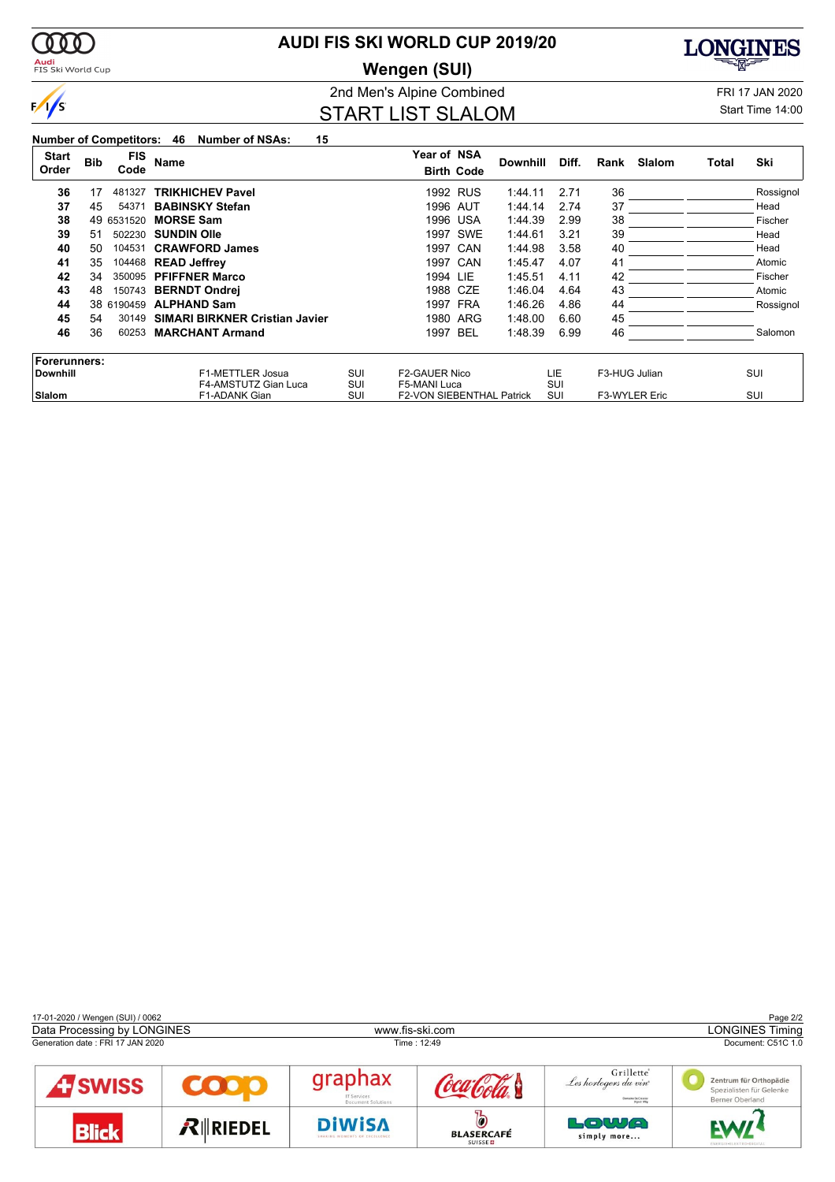# AUDI FIS SKI WORLD CUP 2019/20

## Wengen (SUI)

2nd Men's Alpine Combined

FRI 17 JAN 2020

## START LIST SLALOM

Start Time 14:00

**Number of Competitors: 46  Number of NSAs: 15**

| Start Order | Bib | FIS Code | Name | Year of Birth | NSA Code | Downhill | Diff. | Rank | Slalom | Total | Ski |
|---|---|---|---|---|---|---|---|---|---|---|---|
| **36** | 17 | 481327 | **TRIKHICHEV Pavel** | 1992 | RUS | 1:44.11 | 2.71 | 36 | | | Rossignol |
| **37** | 45 | 54371 | **BABINSKY Stefan** | 1996 | AUT | 1:44.14 | 2.74 | 37 | | | Head |
| **38** | 49 | 6531520 | **MORSE Sam** | 1996 | USA | 1:44.39 | 2.99 | 38 | | | Fischer |
| **39** | 51 | 502230 | **SUNDIN Olle** | 1997 | SWE | 1:44.61 | 3.21 | 39 | | | Head |
| **40** | 50 | 104531 | **CRAWFORD James** | 1997 | CAN | 1:44.98 | 3.58 | 40 | | | Head |
| **41** | 35 | 104468 | **READ Jeffrey** | 1997 | CAN | 1:45.47 | 4.07 | 41 | | | Atomic |
| **42** | 34 | 350095 | **PFIFFNER Marco** | 1994 | LIE | 1:45.51 | 4.11 | 42 | | | Fischer |
| **43** | 48 | 150743 | **BERNDT Ondrej** | 1988 | CZE | 1:46.04 | 4.64 | 43 | | | Atomic |
| **44** | 38 | 6190459 | **ALPHAND Sam** | 1997 | FRA | 1:46.26 | 4.86 | 44 | | | Rossignol |
| **45** | 54 | 30149 | **SIMARI BIRKNER Cristian Javier** | 1980 | ARG | 1:48.00 | 6.60 | 45 | | | |
| **46** | 36 | 60253 | **MARCHANT Armand** | 1997 | BEL | 1:48.39 | 6.99 | 46 | | | Salomon |

**Forerunners:**

| | | | | | | |
|---|---|---|---|---|---|---|
| **Downhill** | F1-METTLER Josua | SUI | F2-GAUER Nico | LIE | F3-HUG Julian | SUI |
| | F4-AMSTUTZ Gian Luca | SUI | F5-MANI Luca | SUI | | |
| **Slalom** | F1-ADANK Gian | SUI | F2-VON SIEBENTHAL Patrick | SUI | F3-WYLER Eric | SUI |

17-01-2020 / Wengen (SUI) / 0062

Data Processing by LONGINES — www.fis-ski.com — LONGINES Timing

Generation date : FRI 17 JAN 2020 — Time : 12:49 — Document: C51C 1.0